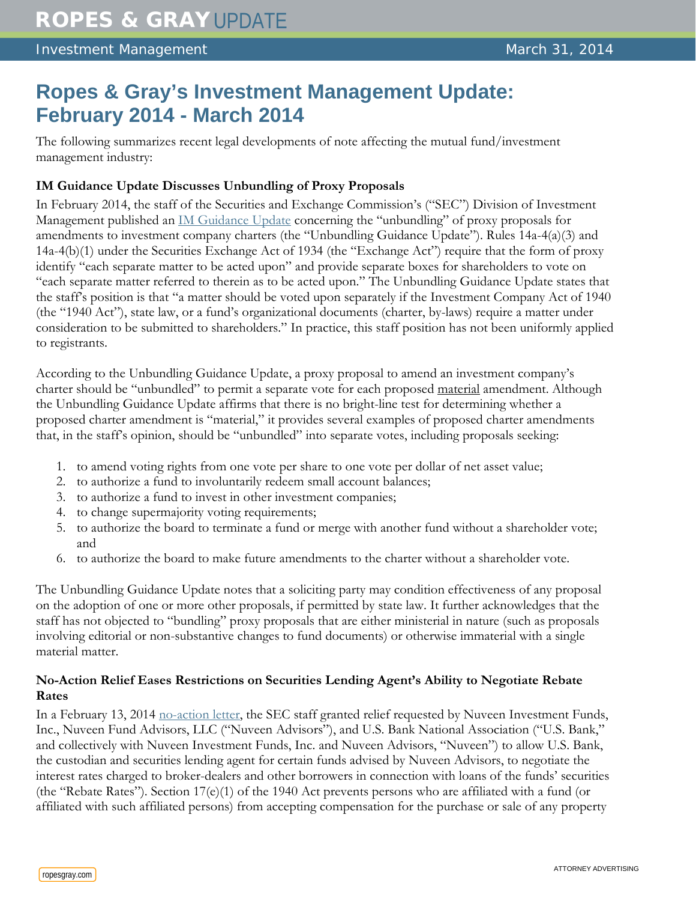# Ropes & Gray's Investment Management Update: February 2014 - March 2014

The following summarizes recent legal developments of note affecting the mutual fund/investment management industry:

**IM Guidance Update Discusses Unbundling of Proxy Proposals**

In February 2014, the staff of the Securities and Exchange Commission's ("SEC") Division of Investment Management published an IM Guidance Update concerning the "unbundling" of proxy proposals for amendments to investment company charters (the "Unbundling Guidance Update"). Rules 14a-4(a)(3) and 14a-4(b)(1) under the Securities Exchange Act of 1934 (the "Exchange Act") require that the form of proxy identify "each separate matter to be acted upon" and provide separate boxes for shareholders to vote on "each separate matter referred to therein as to be acted upon." The Unbundling Guidance Update states that the staff's position is that "a matter should be voted upon separately if the Investment Company Act of 1940 (the "1940 Act"), state law, or a fund's organizational documents (charter, by-laws) require a matter under consideration to be submitted to shareholders." In practice, this staff position has not been uniformly applied to registrants.

According to the Unbundling Guidance Update, a proxy proposal to amend an investment company's charter should be "unbundled" to permit a separate vote for each proposed material amendment. Although the Unbundling Guidance Update affirms that there is no bright-line test for determining whether a proposed charter amendment is "material," it provides several examples of proposed charter amendments that, in the staff's opinion, should be "unbundled" into separate votes, including proposals seeking:

1. to amend voting rights from one vote per share to one vote per dollar of net asset value;
2. to authorize a fund to involuntarily redeem small account balances;
3. to authorize a fund to invest in other investment companies;
4. to change supermajority voting requirements;
5. to authorize the board to terminate a fund or merge with another fund without a shareholder vote; and
6. to authorize the board to make future amendments to the charter without a shareholder vote.

The Unbundling Guidance Update notes that a soliciting party may condition effectiveness of any proposal on the adoption of one or more other proposals, if permitted by state law. It further acknowledges that the staff has not objected to "bundling" proxy proposals that are either ministerial in nature (such as proposals involving editorial or non-substantive changes to fund documents) or otherwise immaterial with a single material matter.

**No-Action Relief Eases Restrictions on Securities Lending Agent's Ability to Negotiate Rebate Rates**

In a February 13, 2014 no-action letter, the SEC staff granted relief requested by Nuveen Investment Funds, Inc., Nuveen Fund Advisors, LLC ("Nuveen Advisors"), and U.S. Bank National Association ("U.S. Bank," and collectively with Nuveen Investment Funds, Inc. and Nuveen Advisors, "Nuveen") to allow U.S. Bank, the custodian and securities lending agent for certain funds advised by Nuveen Advisors, to negotiate the interest rates charged to broker-dealers and other borrowers in connection with loans of the funds' securities (the "Rebate Rates"). Section 17(e)(1) of the 1940 Act prevents persons who are affiliated with a fund (or affiliated with such affiliated persons) from accepting compensation for the purchase or sale of any property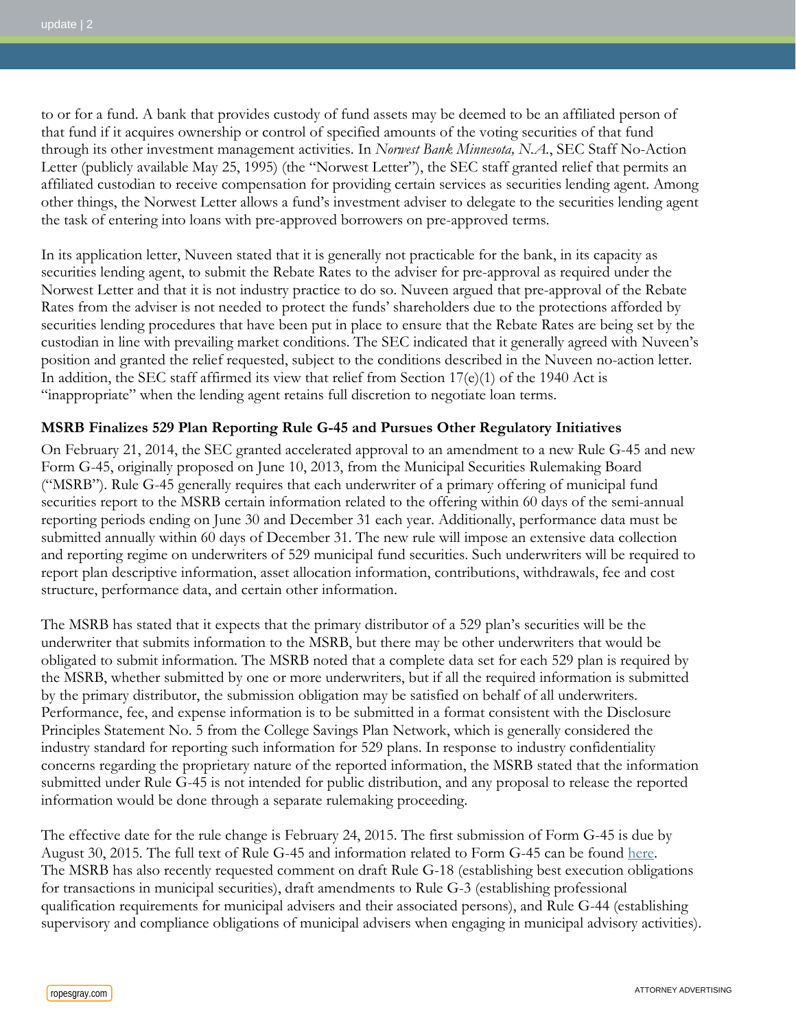to or for a fund. A bank that provides custody of fund assets may be deemed to be an affiliated person of that fund if it acquires ownership or control of specified amounts of the voting securities of that fund through its other investment management activities. In *Norwest Bank Minnesota, N.A.*, SEC Staff No-Action Letter (publicly available May 25, 1995) (the "Norwest Letter"), the SEC staff granted relief that permits an affiliated custodian to receive compensation for providing certain services as securities lending agent. Among other things, the Norwest Letter allows a fund's investment adviser to delegate to the securities lending agent the task of entering into loans with pre-approved borrowers on pre-approved terms.

In its application letter, Nuveen stated that it is generally not practicable for the bank, in its capacity as securities lending agent, to submit the Rebate Rates to the adviser for pre-approval as required under the Norwest Letter and that it is not industry practice to do so. Nuveen argued that pre-approval of the Rebate Rates from the adviser is not needed to protect the funds' shareholders due to the protections afforded by securities lending procedures that have been put in place to ensure that the Rebate Rates are being set by the custodian in line with prevailing market conditions. The SEC indicated that it generally agreed with Nuveen's position and granted the relief requested, subject to the conditions described in the Nuveen no-action letter. In addition, the SEC staff affirmed its view that relief from Section 17(e)(1) of the 1940 Act is "inappropriate" when the lending agent retains full discretion to negotiate loan terms.

**MSRB Finalizes 529 Plan Reporting Rule G-45 and Pursues Other Regulatory Initiatives**

On February 21, 2014, the SEC granted accelerated approval to an amendment to a new Rule G-45 and new Form G-45, originally proposed on June 10, 2013, from the Municipal Securities Rulemaking Board ("MSRB"). Rule G-45 generally requires that each underwriter of a primary offering of municipal fund securities report to the MSRB certain information related to the offering within 60 days of the semi-annual reporting periods ending on June 30 and December 31 each year. Additionally, performance data must be submitted annually within 60 days of December 31. The new rule will impose an extensive data collection and reporting regime on underwriters of 529 municipal fund securities. Such underwriters will be required to report plan descriptive information, asset allocation information, contributions, withdrawals, fee and cost structure, performance data, and certain other information.

The MSRB has stated that it expects that the primary distributor of a 529 plan's securities will be the underwriter that submits information to the MSRB, but there may be other underwriters that would be obligated to submit information. The MSRB noted that a complete data set for each 529 plan is required by the MSRB, whether submitted by one or more underwriters, but if all the required information is submitted by the primary distributor, the submission obligation may be satisfied on behalf of all underwriters. Performance, fee, and expense information is to be submitted in a format consistent with the Disclosure Principles Statement No. 5 from the College Savings Plan Network, which is generally considered the industry standard for reporting such information for 529 plans. In response to industry confidentiality concerns regarding the proprietary nature of the reported information, the MSRB stated that the information submitted under Rule G-45 is not intended for public distribution, and any proposal to release the reported information would be done through a separate rulemaking proceeding.

The effective date for the rule change is February 24, 2015. The first submission of Form G-45 is due by August 30, 2015. The full text of Rule G-45 and information related to Form G-45 can be found here. The MSRB has also recently requested comment on draft Rule G-18 (establishing best execution obligations for transactions in municipal securities), draft amendments to Rule G-3 (establishing professional qualification requirements for municipal advisers and their associated persons), and Rule G-44 (establishing supervisory and compliance obligations of municipal advisers when engaging in municipal advisory activities).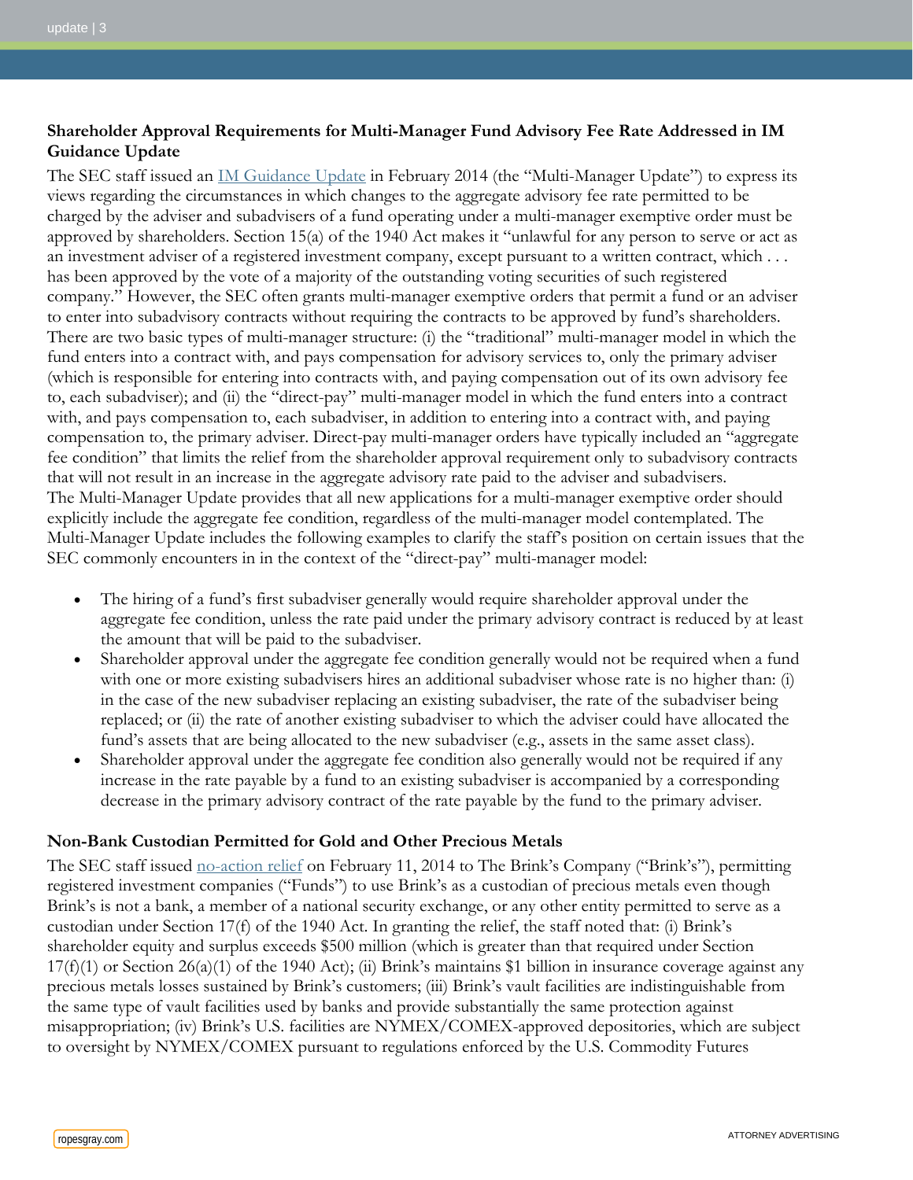### Shareholder Approval Requirements for Multi-Manager Fund Advisory Fee Rate Addressed in IM Guidance Update

The SEC staff issued an IM Guidance Update in February 2014 (the "Multi-Manager Update") to express its views regarding the circumstances in which changes to the aggregate advisory fee rate permitted to be charged by the adviser and subadvisers of a fund operating under a multi-manager exemptive order must be approved by shareholders. Section 15(a) of the 1940 Act makes it "unlawful for any person to serve or act as an investment adviser of a registered investment company, except pursuant to a written contract, which . . . has been approved by the vote of a majority of the outstanding voting securities of such registered company." However, the SEC often grants multi-manager exemptive orders that permit a fund or an adviser to enter into subadvisory contracts without requiring the contracts to be approved by fund's shareholders. There are two basic types of multi-manager structure: (i) the "traditional" multi-manager model in which the fund enters into a contract with, and pays compensation for advisory services to, only the primary adviser (which is responsible for entering into contracts with, and paying compensation out of its own advisory fee to, each subadviser); and (ii) the "direct-pay" multi-manager model in which the fund enters into a contract with, and pays compensation to, each subadviser, in addition to entering into a contract with, and paying compensation to, the primary adviser. Direct-pay multi-manager orders have typically included an "aggregate fee condition" that limits the relief from the shareholder approval requirement only to subadvisory contracts that will not result in an increase in the aggregate advisory rate paid to the adviser and subadvisers. The Multi-Manager Update provides that all new applications for a multi-manager exemptive order should explicitly include the aggregate fee condition, regardless of the multi-manager model contemplated. The Multi-Manager Update includes the following examples to clarify the staff's position on certain issues that the SEC commonly encounters in in the context of the "direct-pay" multi-manager model:

- The hiring of a fund's first subadviser generally would require shareholder approval under the aggregate fee condition, unless the rate paid under the primary advisory contract is reduced by at least the amount that will be paid to the subadviser.
- Shareholder approval under the aggregate fee condition generally would not be required when a fund with one or more existing subadvisers hires an additional subadviser whose rate is no higher than: (i) in the case of the new subadviser replacing an existing subadviser, the rate of the subadviser being replaced; or (ii) the rate of another existing subadviser to which the adviser could have allocated the fund's assets that are being allocated to the new subadviser (e.g., assets in the same asset class).
- Shareholder approval under the aggregate fee condition also generally would not be required if any increase in the rate payable by a fund to an existing subadviser is accompanied by a corresponding decrease in the primary advisory contract of the rate payable by the fund to the primary adviser.

### Non-Bank Custodian Permitted for Gold and Other Precious Metals

The SEC staff issued no-action relief on February 11, 2014 to The Brink's Company ("Brink's"), permitting registered investment companies ("Funds") to use Brink's as a custodian of precious metals even though Brink's is not a bank, a member of a national security exchange, or any other entity permitted to serve as a custodian under Section 17(f) of the 1940 Act. In granting the relief, the staff noted that: (i) Brink's shareholder equity and surplus exceeds $500 million (which is greater than that required under Section 17(f)(1) or Section 26(a)(1) of the 1940 Act); (ii) Brink's maintains $1 billion in insurance coverage against any precious metals losses sustained by Brink's customers; (iii) Brink's vault facilities are indistinguishable from the same type of vault facilities used by banks and provide substantially the same protection against misappropriation; (iv) Brink's U.S. facilities are NYMEX/COMEX-approved depositories, which are subject to oversight by NYMEX/COMEX pursuant to regulations enforced by the U.S. Commodity Futures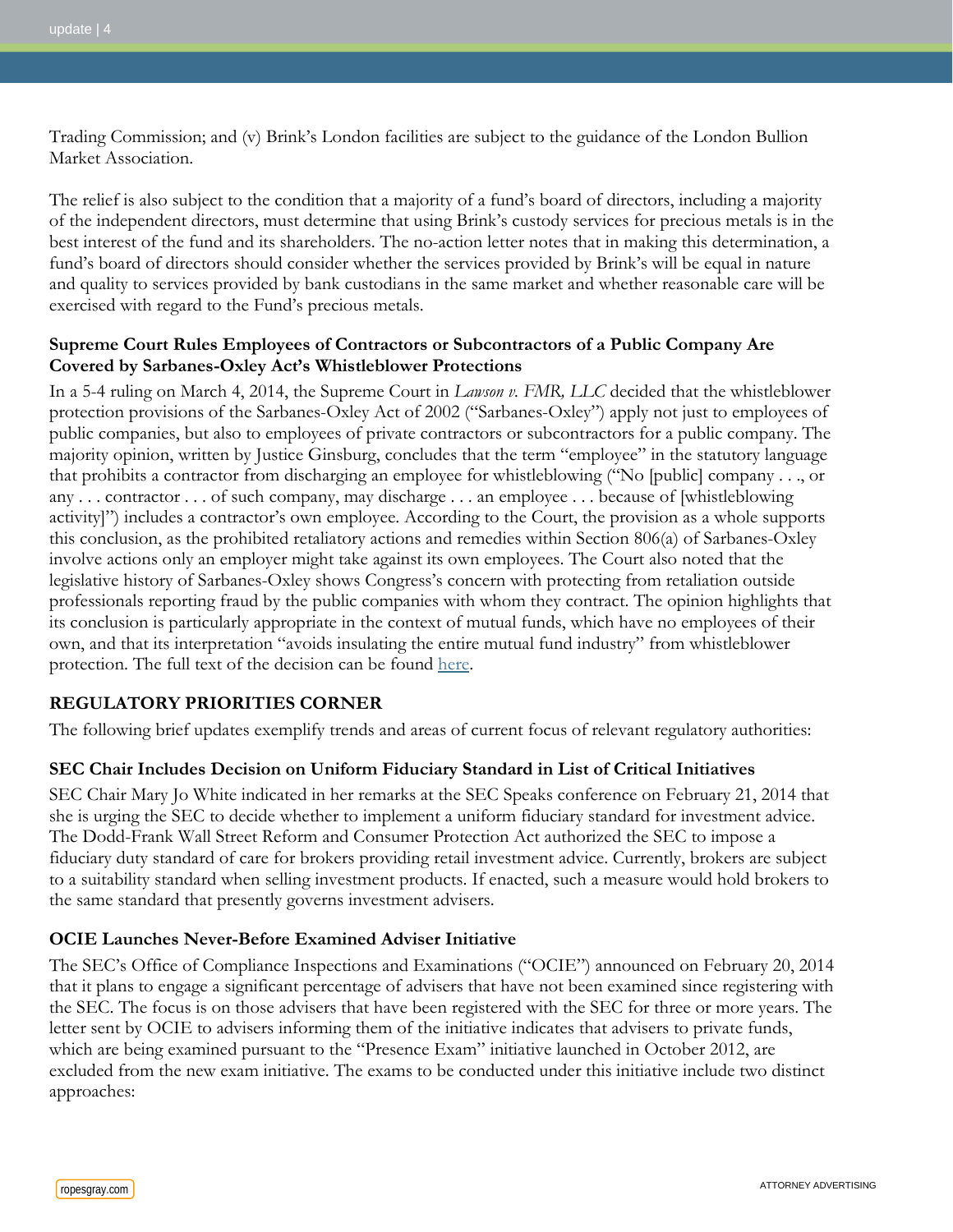Trading Commission; and (v) Brink's London facilities are subject to the guidance of the London Bullion Market Association.

The relief is also subject to the condition that a majority of a fund's board of directors, including a majority of the independent directors, must determine that using Brink's custody services for precious metals is in the best interest of the fund and its shareholders. The no-action letter notes that in making this determination, a fund's board of directors should consider whether the services provided by Brink's will be equal in nature and quality to services provided by bank custodians in the same market and whether reasonable care will be exercised with regard to the Fund's precious metals.

### Supreme Court Rules Employees of Contractors or Subcontractors of a Public Company Are Covered by Sarbanes-Oxley Act's Whistleblower Protections

In a 5-4 ruling on March 4, 2014, the Supreme Court in *Lawson v. FMR, LLC* decided that the whistleblower protection provisions of the Sarbanes-Oxley Act of 2002 ("Sarbanes-Oxley") apply not just to employees of public companies, but also to employees of private contractors or subcontractors for a public company. The majority opinion, written by Justice Ginsburg, concludes that the term "employee" in the statutory language that prohibits a contractor from discharging an employee for whistleblowing ("No [public] company . . ., or any . . . contractor . . . of such company, may discharge . . . an employee . . . because of [whistleblowing activity]") includes a contractor's own employee. According to the Court, the provision as a whole supports this conclusion, as the prohibited retaliatory actions and remedies within Section 806(a) of Sarbanes-Oxley involve actions only an employer might take against its own employees. The Court also noted that the legislative history of Sarbanes-Oxley shows Congress's concern with protecting from retaliation outside professionals reporting fraud by the public companies with whom they contract. The opinion highlights that its conclusion is particularly appropriate in the context of mutual funds, which have no employees of their own, and that its interpretation "avoids insulating the entire mutual fund industry" from whistleblower protection. The full text of the decision can be found here.

## REGULATORY PRIORITIES CORNER

The following brief updates exemplify trends and areas of current focus of relevant regulatory authorities:

### SEC Chair Includes Decision on Uniform Fiduciary Standard in List of Critical Initiatives

SEC Chair Mary Jo White indicated in her remarks at the SEC Speaks conference on February 21, 2014 that she is urging the SEC to decide whether to implement a uniform fiduciary standard for investment advice. The Dodd-Frank Wall Street Reform and Consumer Protection Act authorized the SEC to impose a fiduciary duty standard of care for brokers providing retail investment advice. Currently, brokers are subject to a suitability standard when selling investment products. If enacted, such a measure would hold brokers to the same standard that presently governs investment advisers.

### OCIE Launches Never-Before Examined Adviser Initiative

The SEC's Office of Compliance Inspections and Examinations ("OCIE") announced on February 20, 2014 that it plans to engage a significant percentage of advisers that have not been examined since registering with the SEC. The focus is on those advisers that have been registered with the SEC for three or more years. The letter sent by OCIE to advisers informing them of the initiative indicates that advisers to private funds, which are being examined pursuant to the "Presence Exam" initiative launched in October 2012, are excluded from the new exam initiative. The exams to be conducted under this initiative include two distinct approaches: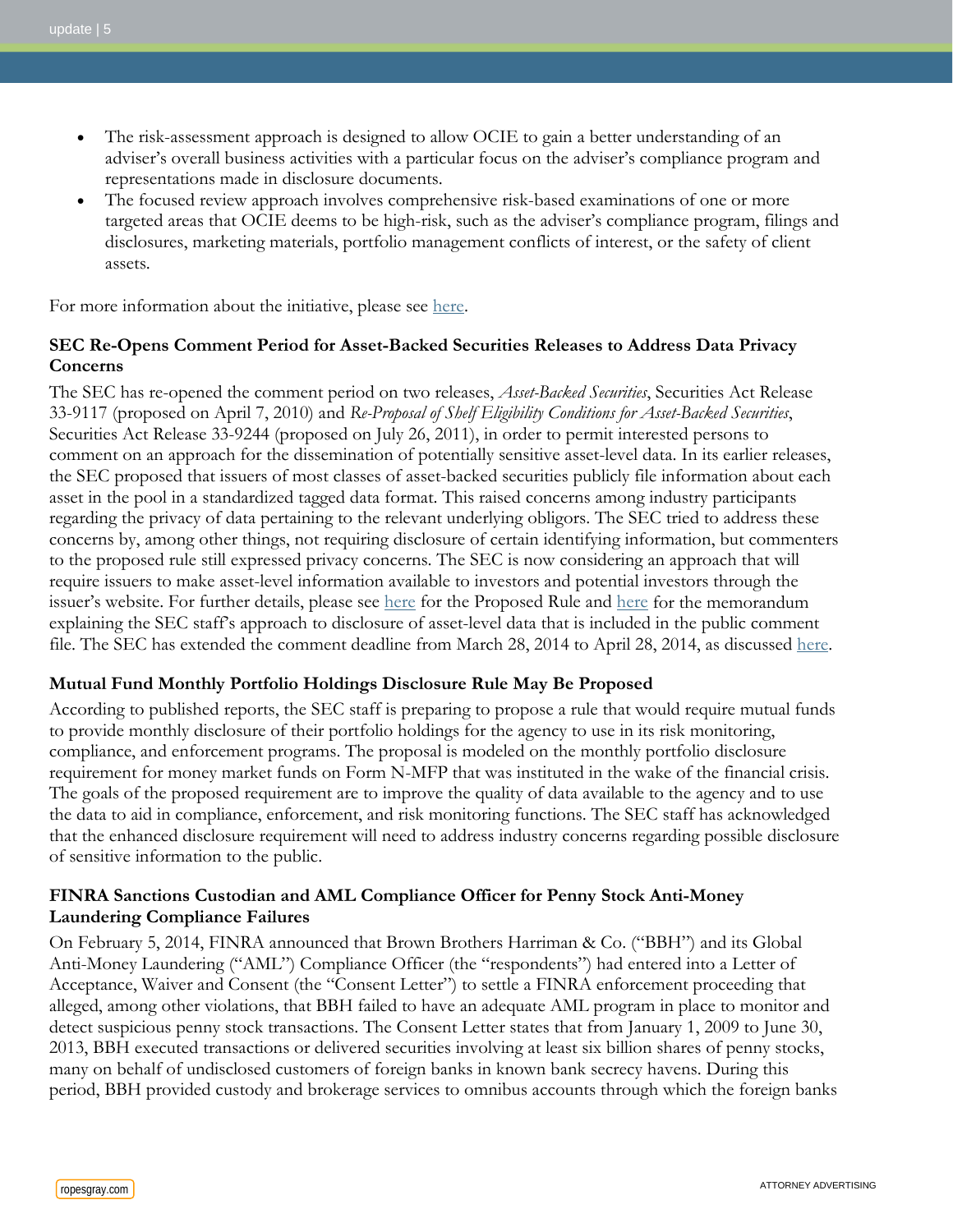- The risk-assessment approach is designed to allow OCIE to gain a better understanding of an adviser's overall business activities with a particular focus on the adviser's compliance program and representations made in disclosure documents.
- The focused review approach involves comprehensive risk-based examinations of one or more targeted areas that OCIE deems to be high-risk, such as the adviser's compliance program, filings and disclosures, marketing materials, portfolio management conflicts of interest, or the safety of client assets.

For more information about the initiative, please see here.

### SEC Re-Opens Comment Period for Asset-Backed Securities Releases to Address Data Privacy Concerns

The SEC has re-opened the comment period on two releases, *Asset-Backed Securities*, Securities Act Release 33-9117 (proposed on April 7, 2010) and *Re-Proposal of Shelf Eligibility Conditions for Asset-Backed Securities*, Securities Act Release 33-9244 (proposed on July 26, 2011), in order to permit interested persons to comment on an approach for the dissemination of potentially sensitive asset-level data. In its earlier releases, the SEC proposed that issuers of most classes of asset-backed securities publicly file information about each asset in the pool in a standardized tagged data format. This raised concerns among industry participants regarding the privacy of data pertaining to the relevant underlying obligors. The SEC tried to address these concerns by, among other things, not requiring disclosure of certain identifying information, but commenters to the proposed rule still expressed privacy concerns. The SEC is now considering an approach that will require issuers to make asset-level information available to investors and potential investors through the issuer's website. For further details, please see here for the Proposed Rule and here for the memorandum explaining the SEC staff's approach to disclosure of asset-level data that is included in the public comment file. The SEC has extended the comment deadline from March 28, 2014 to April 28, 2014, as discussed here.

### Mutual Fund Monthly Portfolio Holdings Disclosure Rule May Be Proposed

According to published reports, the SEC staff is preparing to propose a rule that would require mutual funds to provide monthly disclosure of their portfolio holdings for the agency to use in its risk monitoring, compliance, and enforcement programs. The proposal is modeled on the monthly portfolio disclosure requirement for money market funds on Form N-MFP that was instituted in the wake of the financial crisis. The goals of the proposed requirement are to improve the quality of data available to the agency and to use the data to aid in compliance, enforcement, and risk monitoring functions. The SEC staff has acknowledged that the enhanced disclosure requirement will need to address industry concerns regarding possible disclosure of sensitive information to the public.

### FINRA Sanctions Custodian and AML Compliance Officer for Penny Stock Anti-Money Laundering Compliance Failures

On February 5, 2014, FINRA announced that Brown Brothers Harriman & Co. ("BBH") and its Global Anti-Money Laundering ("AML") Compliance Officer (the "respondents") had entered into a Letter of Acceptance, Waiver and Consent (the "Consent Letter") to settle a FINRA enforcement proceeding that alleged, among other violations, that BBH failed to have an adequate AML program in place to monitor and detect suspicious penny stock transactions. The Consent Letter states that from January 1, 2009 to June 30, 2013, BBH executed transactions or delivered securities involving at least six billion shares of penny stocks, many on behalf of undisclosed customers of foreign banks in known bank secrecy havens. During this period, BBH provided custody and brokerage services to omnibus accounts through which the foreign banks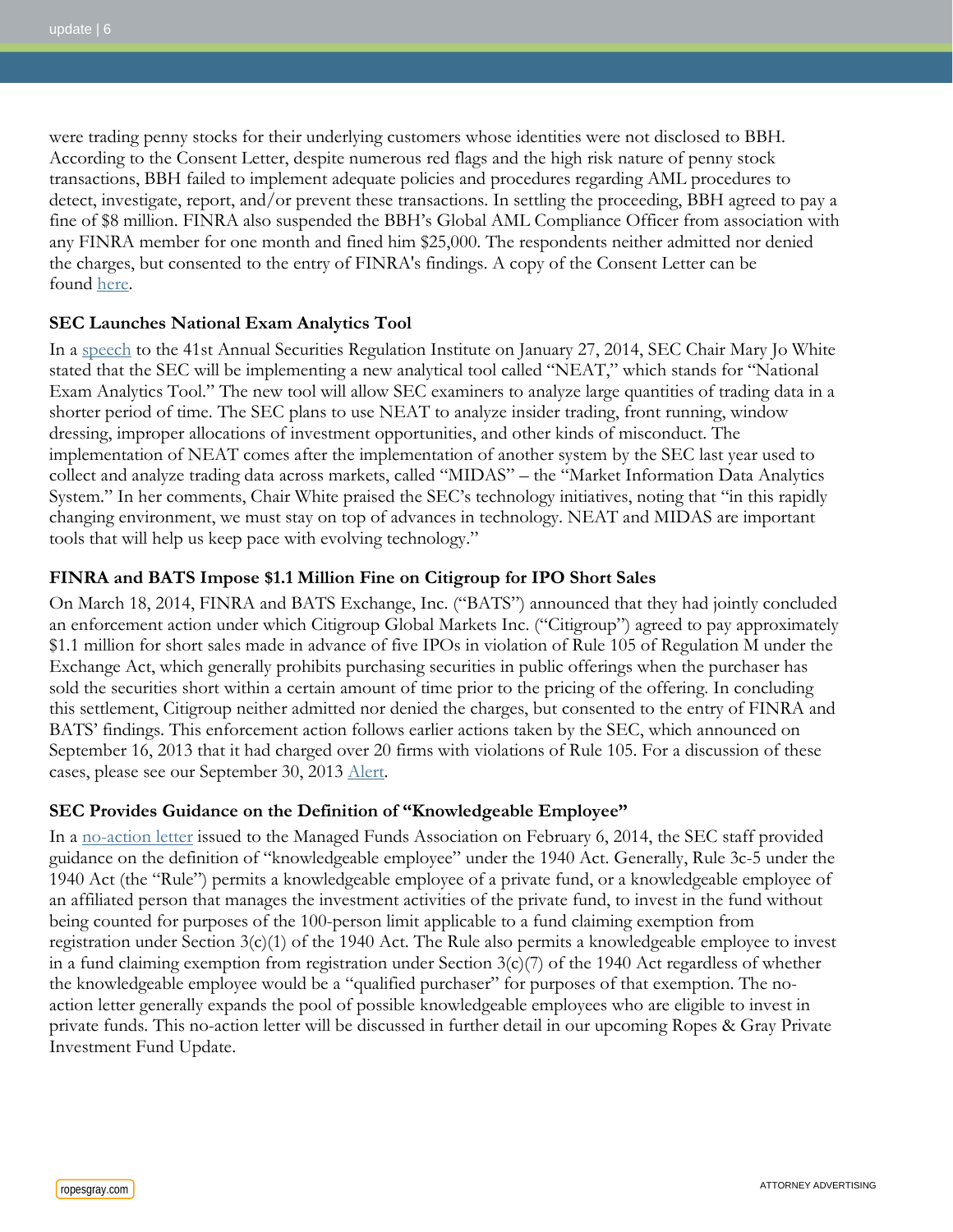were trading penny stocks for their underlying customers whose identities were not disclosed to BBH. According to the Consent Letter, despite numerous red flags and the high risk nature of penny stock transactions, BBH failed to implement adequate policies and procedures regarding AML procedures to detect, investigate, report, and/or prevent these transactions. In settling the proceeding, BBH agreed to pay a fine of $8 million. FINRA also suspended the BBH's Global AML Compliance Officer from association with any FINRA member for one month and fined him $25,000. The respondents neither admitted nor denied the charges, but consented to the entry of FINRA's findings. A copy of the Consent Letter can be found here.

### SEC Launches National Exam Analytics Tool

In a speech to the 41st Annual Securities Regulation Institute on January 27, 2014, SEC Chair Mary Jo White stated that the SEC will be implementing a new analytical tool called "NEAT," which stands for "National Exam Analytics Tool." The new tool will allow SEC examiners to analyze large quantities of trading data in a shorter period of time. The SEC plans to use NEAT to analyze insider trading, front running, window dressing, improper allocations of investment opportunities, and other kinds of misconduct. The implementation of NEAT comes after the implementation of another system by the SEC last year used to collect and analyze trading data across markets, called "MIDAS" – the "Market Information Data Analytics System." In her comments, Chair White praised the SEC's technology initiatives, noting that "in this rapidly changing environment, we must stay on top of advances in technology. NEAT and MIDAS are important tools that will help us keep pace with evolving technology."

### FINRA and BATS Impose $1.1 Million Fine on Citigroup for IPO Short Sales

On March 18, 2014, FINRA and BATS Exchange, Inc. ("BATS") announced that they had jointly concluded an enforcement action under which Citigroup Global Markets Inc. ("Citigroup") agreed to pay approximately $1.1 million for short sales made in advance of five IPOs in violation of Rule 105 of Regulation M under the Exchange Act, which generally prohibits purchasing securities in public offerings when the purchaser has sold the securities short within a certain amount of time prior to the pricing of the offering. In concluding this settlement, Citigroup neither admitted nor denied the charges, but consented to the entry of FINRA and BATS' findings. This enforcement action follows earlier actions taken by the SEC, which announced on September 16, 2013 that it had charged over 20 firms with violations of Rule 105. For a discussion of these cases, please see our September 30, 2013 Alert.

### SEC Provides Guidance on the Definition of "Knowledgeable Employee"

In a no-action letter issued to the Managed Funds Association on February 6, 2014, the SEC staff provided guidance on the definition of "knowledgeable employee" under the 1940 Act. Generally, Rule 3c-5 under the 1940 Act (the "Rule") permits a knowledgeable employee of a private fund, or a knowledgeable employee of an affiliated person that manages the investment activities of the private fund, to invest in the fund without being counted for purposes of the 100-person limit applicable to a fund claiming exemption from registration under Section 3(c)(1) of the 1940 Act. The Rule also permits a knowledgeable employee to invest in a fund claiming exemption from registration under Section 3(c)(7) of the 1940 Act regardless of whether the knowledgeable employee would be a "qualified purchaser" for purposes of that exemption. The no-action letter generally expands the pool of possible knowledgeable employees who are eligible to invest in private funds. This no-action letter will be discussed in further detail in our upcoming Ropes & Gray Private Investment Fund Update.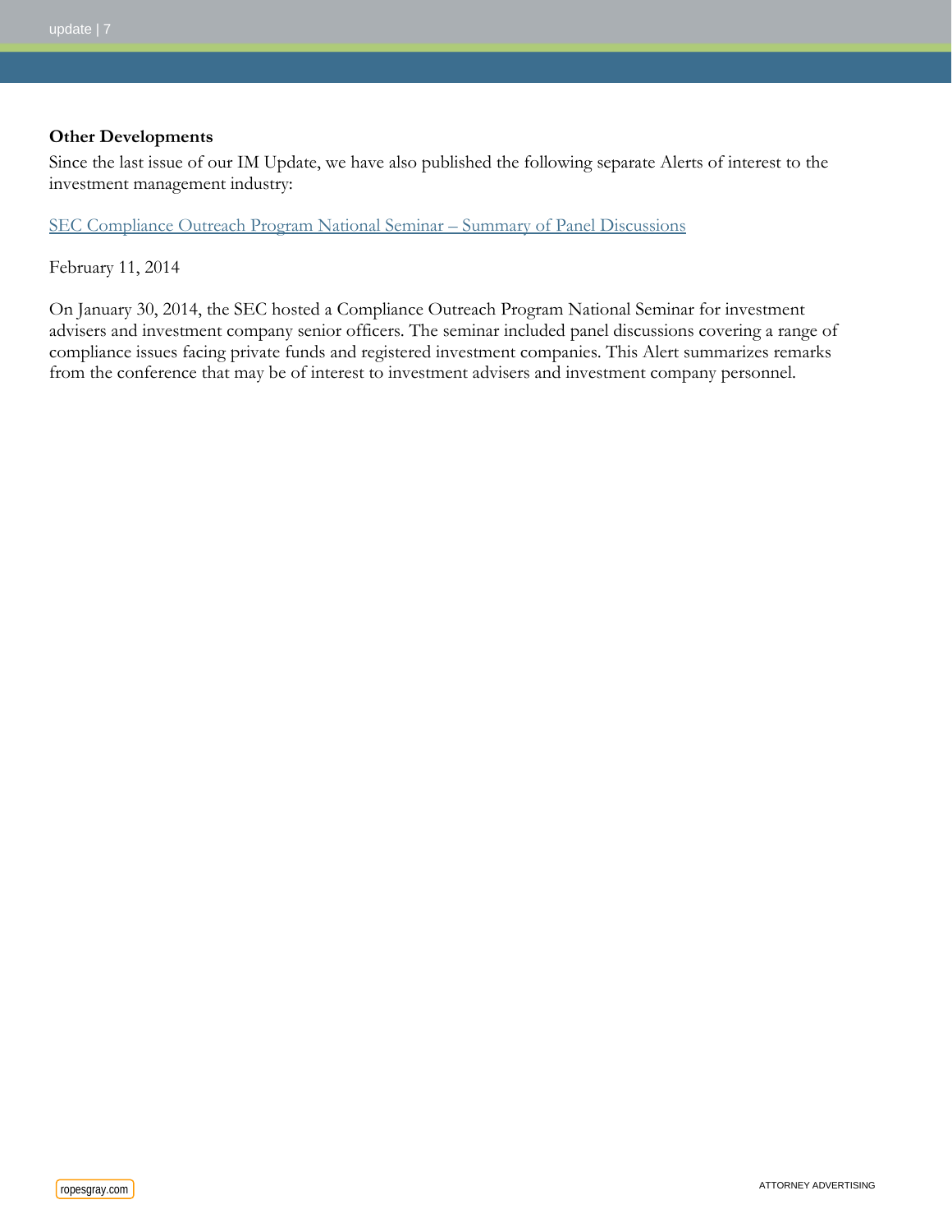### Other Developments

Since the last issue of our IM Update, we have also published the following separate Alerts of interest to the investment management industry:

SEC Compliance Outreach Program National Seminar – Summary of Panel Discussions

February 11, 2014

On January 30, 2014, the SEC hosted a Compliance Outreach Program National Seminar for investment advisers and investment company senior officers. The seminar included panel discussions covering a range of compliance issues facing private funds and registered investment companies. This Alert summarizes remarks from the conference that may be of interest to investment advisers and investment company personnel.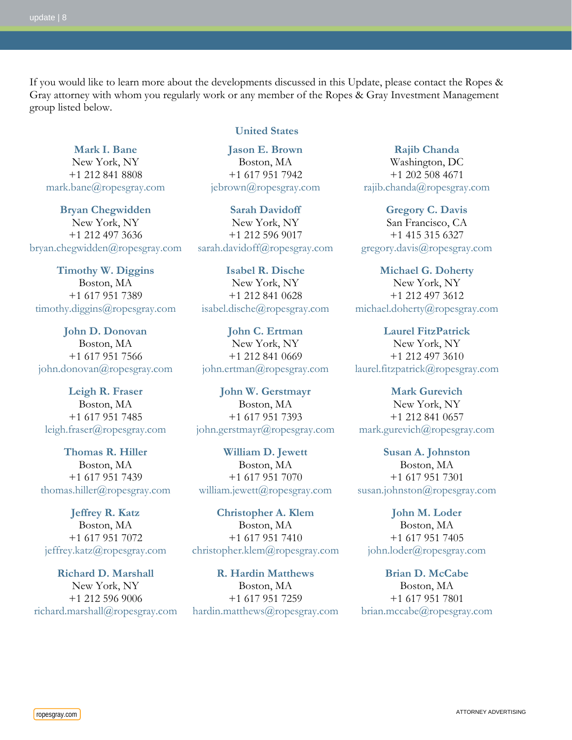If you would like to learn more about the developments discussed in this Update, please contact the Ropes & Gray attorney with whom you regularly work or any member of the Ropes & Gray Investment Management group listed below.

## United States

**Mark I. Bane**
New York, NY
+1 212 841 8808
mark.bane@ropesgray.com

**Jason E. Brown**
Boston, MA
+1 617 951 7942
jebrown@ropesgray.com

**Rajib Chanda**
Washington, DC
+1 202 508 4671
rajib.chanda@ropesgray.com

**Bryan Chegwidden**
New York, NY
+1 212 497 3636
bryan.chegwidden@ropesgray.com

**Sarah Davidoff**
New York, NY
+1 212 596 9017
sarah.davidoff@ropesgray.com

**Gregory C. Davis**
San Francisco, CA
+1 415 315 6327
gregory.davis@ropesgray.com

**Timothy W. Diggins**
Boston, MA
+1 617 951 7389
timothy.diggins@ropesgray.com

**Isabel R. Dische**
New York, NY
+1 212 841 0628
isabel.dische@ropesgray.com

**Michael G. Doherty**
New York, NY
+1 212 497 3612
michael.doherty@ropesgray.com

**John D. Donovan**
Boston, MA
+1 617 951 7566
john.donovan@ropesgray.com

**John C. Ertman**
New York, NY
+1 212 841 0669
john.ertman@ropesgray.com

**Laurel FitzPatrick**
New York, NY
+1 212 497 3610
laurel.fitzpatrick@ropesgray.com

**Leigh R. Fraser**
Boston, MA
+1 617 951 7485
leigh.fraser@ropesgray.com

**John W. Gerstmayr**
Boston, MA
+1 617 951 7393
john.gerstmayr@ropesgray.com

**Mark Gurevich**
New York, NY
+1 212 841 0657
mark.gurevich@ropesgray.com

**Thomas R. Hiller**
Boston, MA
+1 617 951 7439
thomas.hiller@ropesgray.com

**William D. Jewett**
Boston, MA
+1 617 951 7070
william.jewett@ropesgray.com

**Susan A. Johnston**
Boston, MA
+1 617 951 7301
susan.johnston@ropesgray.com

**Jeffrey R. Katz**
Boston, MA
+1 617 951 7072
jeffrey.katz@ropesgray.com

**Christopher A. Klem**
Boston, MA
+1 617 951 7410
christopher.klem@ropesgray.com

**John M. Loder**
Boston, MA
+1 617 951 7405
john.loder@ropesgray.com

**Richard D. Marshall**
New York, NY
+1 212 596 9006
richard.marshall@ropesgray.com

**R. Hardin Matthews**
Boston, MA
+1 617 951 7259
hardin.matthews@ropesgray.com

**Brian D. McCabe**
Boston, MA
+1 617 951 7801
brian.mccabe@ropesgray.com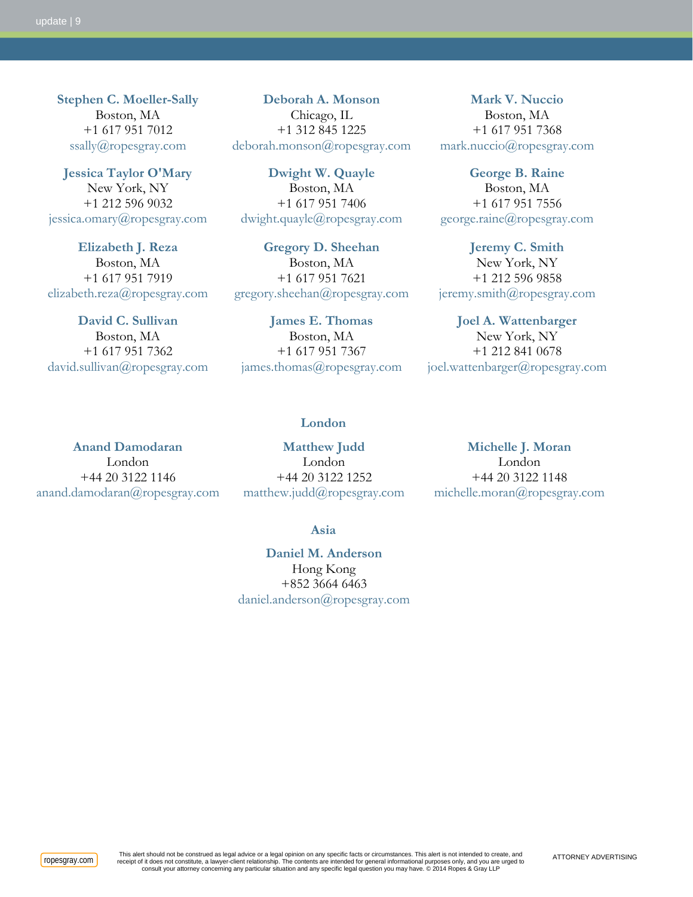**Stephen C. Moeller-Sally**
Boston, MA
+1 617 951 7012
ssally@ropesgray.com

**Deborah A. Monson**
Chicago, IL
+1 312 845 1225
deborah.monson@ropesgray.com

**Mark V. Nuccio**
Boston, MA
+1 617 951 7368
mark.nuccio@ropesgray.com

**Jessica Taylor O'Mary**
New York, NY
+1 212 596 9032
jessica.omary@ropesgray.com

**Dwight W. Quayle**
Boston, MA
+1 617 951 7406
dwight.quayle@ropesgray.com

**George B. Raine**
Boston, MA
+1 617 951 7556
george.raine@ropesgray.com

**Elizabeth J. Reza**
Boston, MA
+1 617 951 7919
elizabeth.reza@ropesgray.com

**Gregory D. Sheehan**
Boston, MA
+1 617 951 7621
gregory.sheehan@ropesgray.com

**Jeremy C. Smith**
New York, NY
+1 212 596 9858
jeremy.smith@ropesgray.com

**David C. Sullivan**
Boston, MA
+1 617 951 7362
david.sullivan@ropesgray.com

**James E. Thomas**
Boston, MA
+1 617 951 7367
james.thomas@ropesgray.com

**Joel A. Wattenbarger**
New York, NY
+1 212 841 0678
joel.wattenbarger@ropesgray.com

## London

**Anand Damodaran**
London
+44 20 3122 1146
anand.damodaran@ropesgray.com

**Matthew Judd**
London
+44 20 3122 1252
matthew.judd@ropesgray.com

**Michelle J. Moran**
London
+44 20 3122 1148
michelle.moran@ropesgray.com

## Asia

**Daniel M. Anderson**
Hong Kong
+852 3664 6463
daniel.anderson@ropesgray.com

ropesgray.com

This alert should not be construed as legal advice or a legal opinion on any specific facts or circumstances. This alert is not intended to create, and receipt of it does not constitute, a lawyer-client relationship. The contents are intended for general informational purposes only, and you are urged to consult your attorney concerning any particular situation and any specific legal question you may have. © 2014 Ropes & Gray LLP

ATTORNEY ADVERTISING